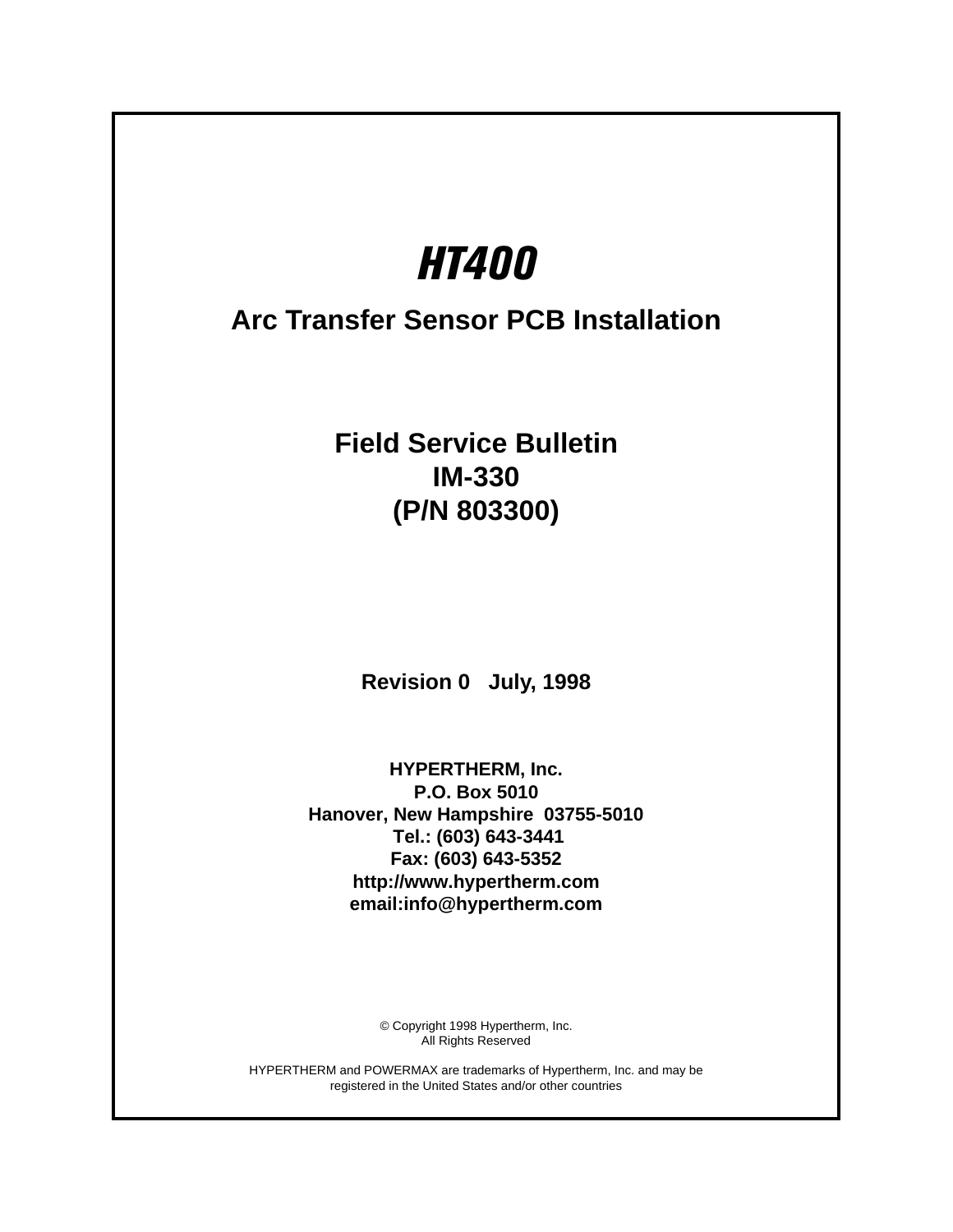# *HT400*

## Arc Transfer Sensor PCB Installation

**Field Service Bulletin**
**IM-330**
**(P/N 803300)**

**Revision 0 July, 1998**

**HYPERTHERM, Inc.**
**P.O. Box 5010**
**Hanover, New Hampshire 03755-5010**
**Tel.: (603) 643-3441**
**Fax: (603) 643-5352**
**http://www.hypertherm.com**
**email:info@hypertherm.com**

© Copyright 1998 Hypertherm, Inc.
All Rights Reserved

HYPERTHERM and POWERMAX are trademarks of Hypertherm, Inc. and may be registered in the United States and/or other countries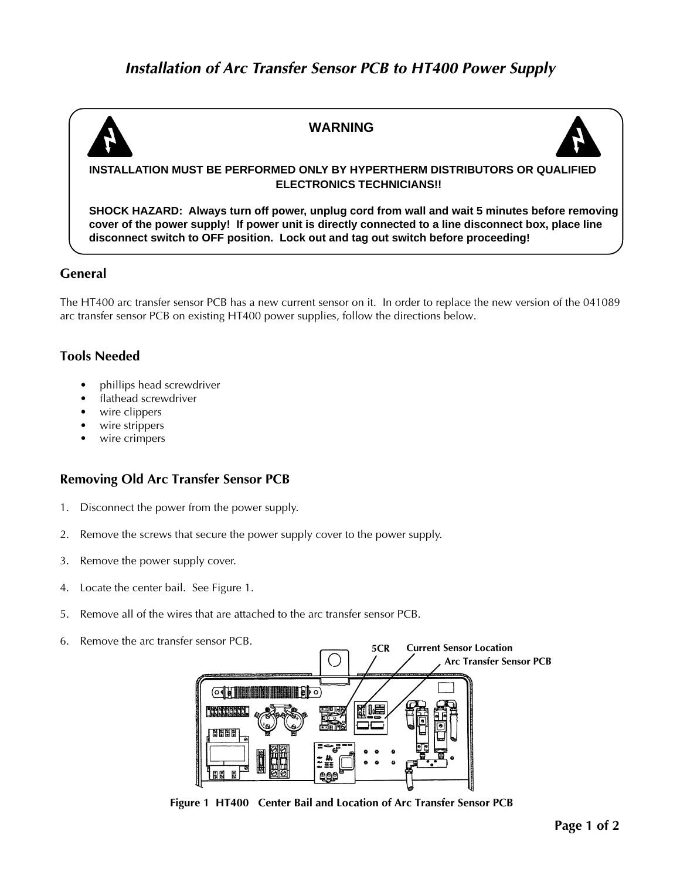# *Installation of Arc Transfer Sensor PCB to HT400 Power Supply*

**WARNING**

**INSTALLATION MUST BE PERFORMED ONLY BY HYPERTHERM DISTRIBUTORS OR QUALIFIED ELECTRONICS TECHNICIANS!!**

**SHOCK HAZARD: Always turn off power, unplug cord from wall and wait 5 minutes before removing cover of the power supply! If power unit is directly connected to a line disconnect box, place line disconnect switch to OFF position. Lock out and tag out switch before proceeding!**

## General

The HT400 arc transfer sensor PCB has a new current sensor on it. In order to replace the new version of the 041089 arc transfer sensor PCB on existing HT400 power supplies, follow the directions below.

## Tools Needed

- phillips head screwdriver
- flathead screwdriver
- wire clippers
- wire strippers
- wire crimpers

## Removing Old Arc Transfer Sensor PCB

1. Disconnect the power from the power supply.
2. Remove the screws that secure the power supply cover to the power supply.
3. Remove the power supply cover.
4. Locate the center bail. See Figure 1.
5. Remove all of the wires that are attached to the arc transfer sensor PCB.
6. Remove the arc transfer sensor PCB.

5CR Current Sensor Location Arc Transfer Sensor PCB

**Figure 1 HT400 Center Bail and Location of Arc Transfer Sensor PCB**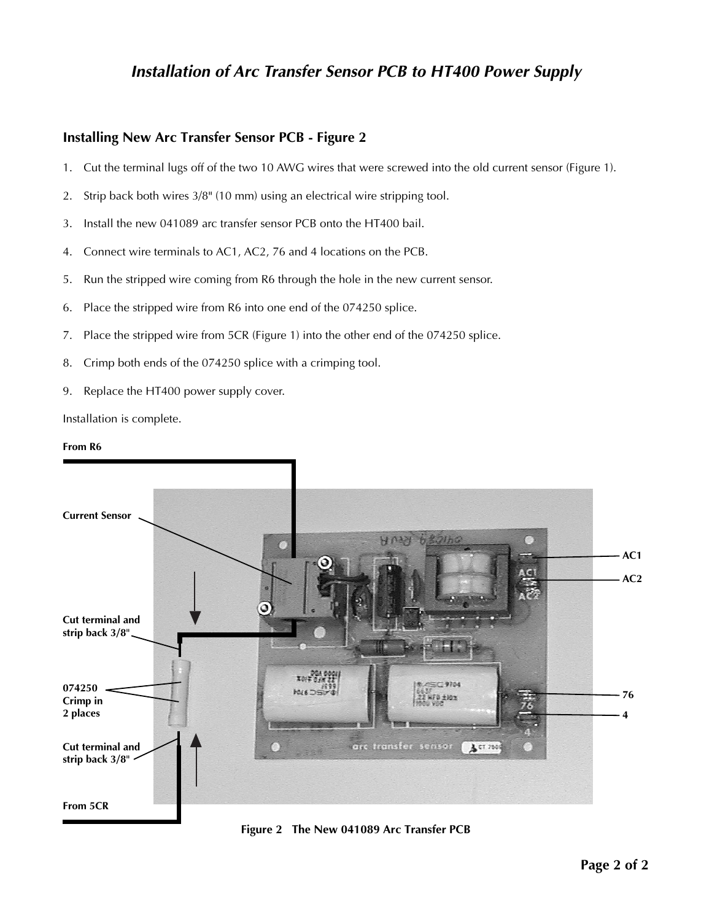# *Installation of Arc Transfer Sensor PCB to HT400 Power Supply*

## Installing New Arc Transfer Sensor PCB - Figure 2

1. Cut the terminal lugs off of the two 10 AWG wires that were screwed into the old current sensor (Figure 1).
2. Strip back both wires 3/8" (10 mm) using an electrical wire stripping tool.
3. Install the new 041089 arc transfer sensor PCB onto the HT400 bail.
4. Connect wire terminals to AC1, AC2, 76 and 4 locations on the PCB.
5. Run the stripped wire coming from R6 through the hole in the new current sensor.
6. Place the stripped wire from R6 into one end of the 074250 splice.
7. Place the stripped wire from 5CR (Figure 1) into the other end of the 074250 splice.
8. Crimp both ends of the 074250 splice with a crimping tool.
9. Replace the HT400 power supply cover.

Installation is complete.

**From R6**

**Current Sensor**

**Cut terminal and strip back 3/8"**

**074250 Crimp in 2 places**

**Cut terminal and strip back 3/8"**

**From 5CR**

**AC1**

**AC2**

**76**

**4**

**Figure 2 The New 041089 Arc Transfer PCB**